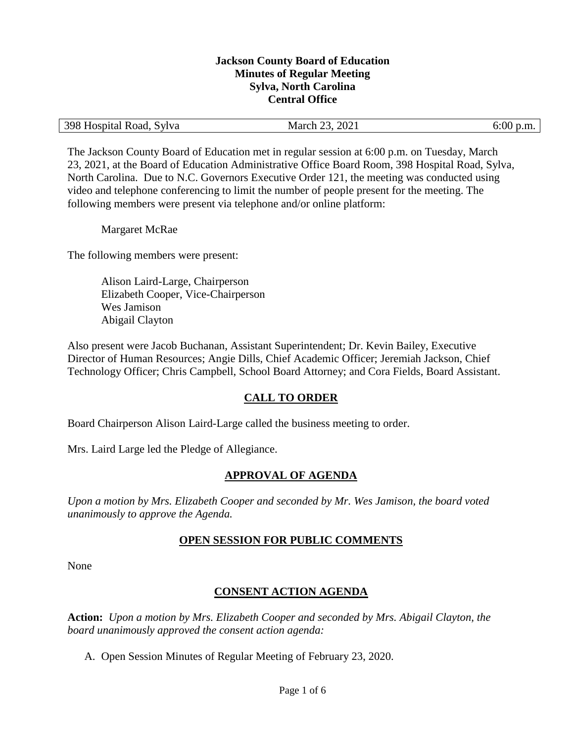**Jackson County Board of Education**
**Minutes of Regular Meeting**
**Sylva, North Carolina**
**Central Office**

| 398 Hospital Road, Sylva | March 23, 2021 | 6:00 p.m. |
|---|---|---|

The Jackson County Board of Education met in regular session at 6:00 p.m. on Tuesday, March 23, 2021, at the Board of Education Administrative Office Board Room, 398 Hospital Road, Sylva, North Carolina. Due to N.C. Governors Executive Order 121, the meeting was conducted using video and telephone conferencing to limit the number of people present for the meeting. The following members were present via telephone and/or online platform:

Margaret McRae

The following members were present:

Alison Laird-Large, Chairperson
Elizabeth Cooper, Vice-Chairperson
Wes Jamison
Abigail Clayton

Also present were Jacob Buchanan, Assistant Superintendent; Dr. Kevin Bailey, Executive Director of Human Resources; Angie Dills, Chief Academic Officer; Jeremiah Jackson, Chief Technology Officer; Chris Campbell, School Board Attorney; and Cora Fields, Board Assistant.

## CALL TO ORDER

Board Chairperson Alison Laird-Large called the business meeting to order.

Mrs. Laird Large led the Pledge of Allegiance.

## APPROVAL OF AGENDA

*Upon a motion by Mrs. Elizabeth Cooper and seconded by Mr. Wes Jamison, the board voted unanimously to approve the Agenda.*

## OPEN SESSION FOR PUBLIC COMMENTS

None

## CONSENT ACTION AGENDA

**Action:** *Upon a motion by Mrs. Elizabeth Cooper and seconded by Mrs. Abigail Clayton, the board unanimously approved the consent action agenda:*

A. Open Session Minutes of Regular Meeting of February 23, 2020.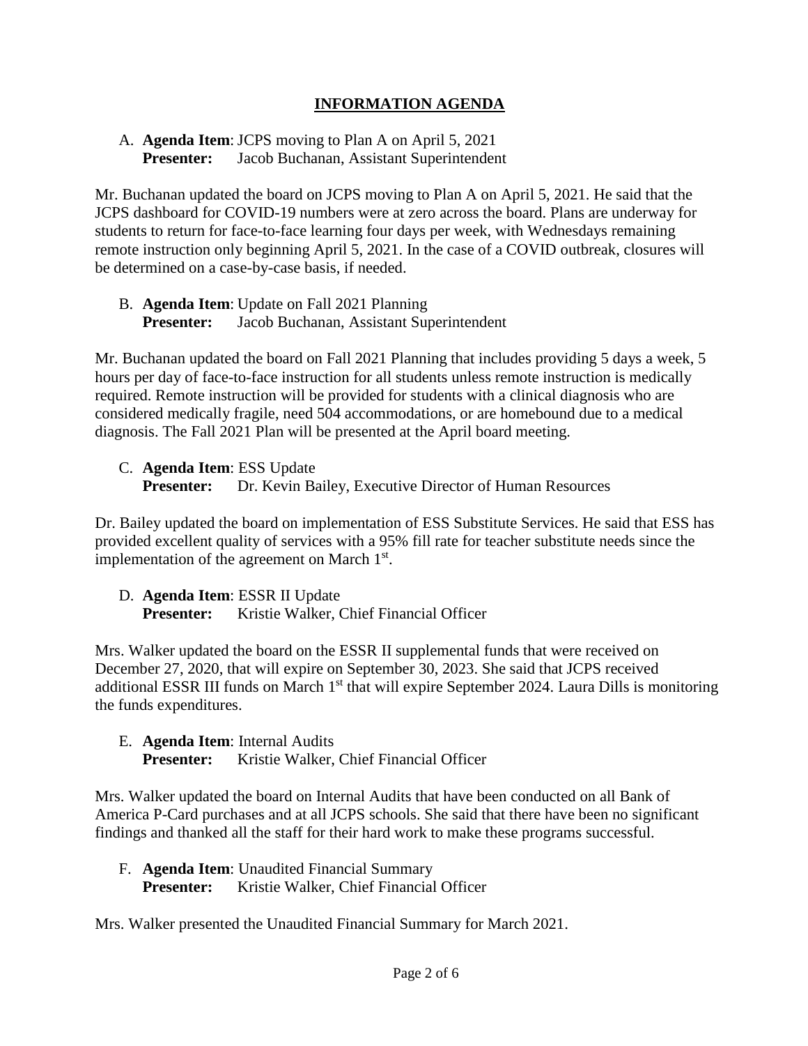## INFORMATION AGENDA

A. **Agenda Item**: JCPS moving to Plan A on April 5, 2021
   **Presenter:** Jacob Buchanan, Assistant Superintendent

Mr. Buchanan updated the board on JCPS moving to Plan A on April 5, 2021. He said that the JCPS dashboard for COVID-19 numbers were at zero across the board. Plans are underway for students to return for face-to-face learning four days per week, with Wednesdays remaining remote instruction only beginning April 5, 2021. In the case of a COVID outbreak, closures will be determined on a case-by-case basis, if needed.

B. **Agenda Item**: Update on Fall 2021 Planning
   **Presenter:** Jacob Buchanan, Assistant Superintendent

Mr. Buchanan updated the board on Fall 2021 Planning that includes providing 5 days a week, 5 hours per day of face-to-face instruction for all students unless remote instruction is medically required. Remote instruction will be provided for students with a clinical diagnosis who are considered medically fragile, need 504 accommodations, or are homebound due to a medical diagnosis. The Fall 2021 Plan will be presented at the April board meeting.

C. **Agenda Item**: ESS Update
   **Presenter:** Dr. Kevin Bailey, Executive Director of Human Resources

Dr. Bailey updated the board on implementation of ESS Substitute Services. He said that ESS has provided excellent quality of services with a 95% fill rate for teacher substitute needs since the implementation of the agreement on March 1st.

D. **Agenda Item**: ESSR II Update
   **Presenter:** Kristie Walker, Chief Financial Officer

Mrs. Walker updated the board on the ESSR II supplemental funds that were received on December 27, 2020, that will expire on September 30, 2023. She said that JCPS received additional ESSR III funds on March 1st that will expire September 2024. Laura Dills is monitoring the funds expenditures.

E. **Agenda Item**: Internal Audits
   **Presenter:** Kristie Walker, Chief Financial Officer

Mrs. Walker updated the board on Internal Audits that have been conducted on all Bank of America P-Card purchases and at all JCPS schools. She said that there have been no significant findings and thanked all the staff for their hard work to make these programs successful.

F. **Agenda Item**: Unaudited Financial Summary
   **Presenter:** Kristie Walker, Chief Financial Officer

Mrs. Walker presented the Unaudited Financial Summary for March 2021.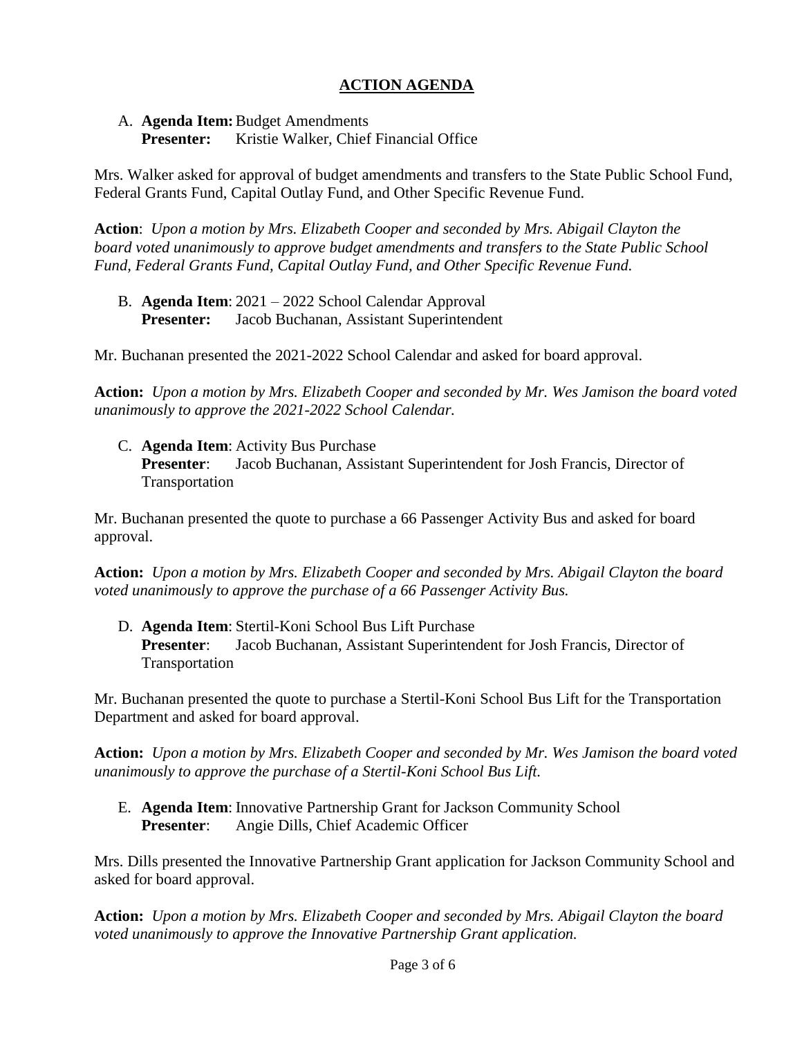## ACTION AGENDA

A. **Agenda Item:** Budget Amendments
**Presenter:** Kristie Walker, Chief Financial Office

Mrs. Walker asked for approval of budget amendments and transfers to the State Public School Fund, Federal Grants Fund, Capital Outlay Fund, and Other Specific Revenue Fund.

**Action**: *Upon a motion by Mrs. Elizabeth Cooper and seconded by Mrs. Abigail Clayton the board voted unanimously to approve budget amendments and transfers to the State Public School Fund, Federal Grants Fund, Capital Outlay Fund, and Other Specific Revenue Fund.*

B. **Agenda Item**: 2021 – 2022 School Calendar Approval
**Presenter:** Jacob Buchanan, Assistant Superintendent

Mr. Buchanan presented the 2021-2022 School Calendar and asked for board approval.

**Action:** *Upon a motion by Mrs. Elizabeth Cooper and seconded by Mr. Wes Jamison the board voted unanimously to approve the 2021-2022 School Calendar.*

C. **Agenda Item**: Activity Bus Purchase
**Presenter**: Jacob Buchanan, Assistant Superintendent for Josh Francis, Director of Transportation

Mr. Buchanan presented the quote to purchase a 66 Passenger Activity Bus and asked for board approval.

**Action:** *Upon a motion by Mrs. Elizabeth Cooper and seconded by Mrs. Abigail Clayton the board voted unanimously to approve the purchase of a 66 Passenger Activity Bus.*

D. **Agenda Item**: Stertil-Koni School Bus Lift Purchase
**Presenter**: Jacob Buchanan, Assistant Superintendent for Josh Francis, Director of Transportation

Mr. Buchanan presented the quote to purchase a Stertil-Koni School Bus Lift for the Transportation Department and asked for board approval.

**Action:** *Upon a motion by Mrs. Elizabeth Cooper and seconded by Mr. Wes Jamison the board voted unanimously to approve the purchase of a Stertil-Koni School Bus Lift.*

E. **Agenda Item**: Innovative Partnership Grant for Jackson Community School
**Presenter**: Angie Dills, Chief Academic Officer

Mrs. Dills presented the Innovative Partnership Grant application for Jackson Community School and asked for board approval.

**Action:** *Upon a motion by Mrs. Elizabeth Cooper and seconded by Mrs. Abigail Clayton the board voted unanimously to approve the Innovative Partnership Grant application.*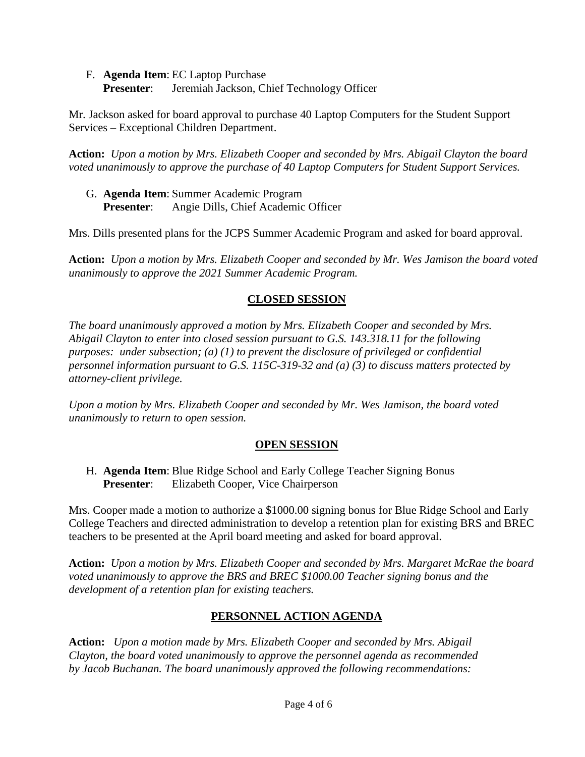F. **Agenda Item**: EC Laptop Purchase
   **Presenter**: Jeremiah Jackson, Chief Technology Officer

Mr. Jackson asked for board approval to purchase 40 Laptop Computers for the Student Support Services – Exceptional Children Department.

**Action:** *Upon a motion by Mrs. Elizabeth Cooper and seconded by Mrs. Abigail Clayton the board voted unanimously to approve the purchase of 40 Laptop Computers for Student Support Services.*

G. **Agenda Item**: Summer Academic Program
   **Presenter**: Angie Dills, Chief Academic Officer

Mrs. Dills presented plans for the JCPS Summer Academic Program and asked for board approval.

**Action:** *Upon a motion by Mrs. Elizabeth Cooper and seconded by Mr. Wes Jamison the board voted unanimously to approve the 2021 Summer Academic Program.*

## CLOSED SESSION

*The board unanimously approved a motion by Mrs. Elizabeth Cooper and seconded by Mrs. Abigail Clayton to enter into closed session pursuant to G.S. 143.318.11 for the following purposes: under subsection; (a) (1) to prevent the disclosure of privileged or confidential personnel information pursuant to G.S. 115C-319-32 and (a) (3) to discuss matters protected by attorney-client privilege.*

*Upon a motion by Mrs. Elizabeth Cooper and seconded by Mr. Wes Jamison, the board voted unanimously to return to open session.*

## OPEN SESSION

H. **Agenda Item**: Blue Ridge School and Early College Teacher Signing Bonus
   **Presenter**: Elizabeth Cooper, Vice Chairperson

Mrs. Cooper made a motion to authorize a $1000.00 signing bonus for Blue Ridge School and Early College Teachers and directed administration to develop a retention plan for existing BRS and BREC teachers to be presented at the April board meeting and asked for board approval.

**Action:** *Upon a motion by Mrs. Elizabeth Cooper and seconded by Mrs. Margaret McRae the board voted unanimously to approve the BRS and BREC $1000.00 Teacher signing bonus and the development of a retention plan for existing teachers.*

## PERSONNEL ACTION AGENDA

**Action:** *Upon a motion made by Mrs. Elizabeth Cooper and seconded by Mrs. Abigail Clayton, the board voted unanimously to approve the personnel agenda as recommended by Jacob Buchanan. The board unanimously approved the following recommendations:*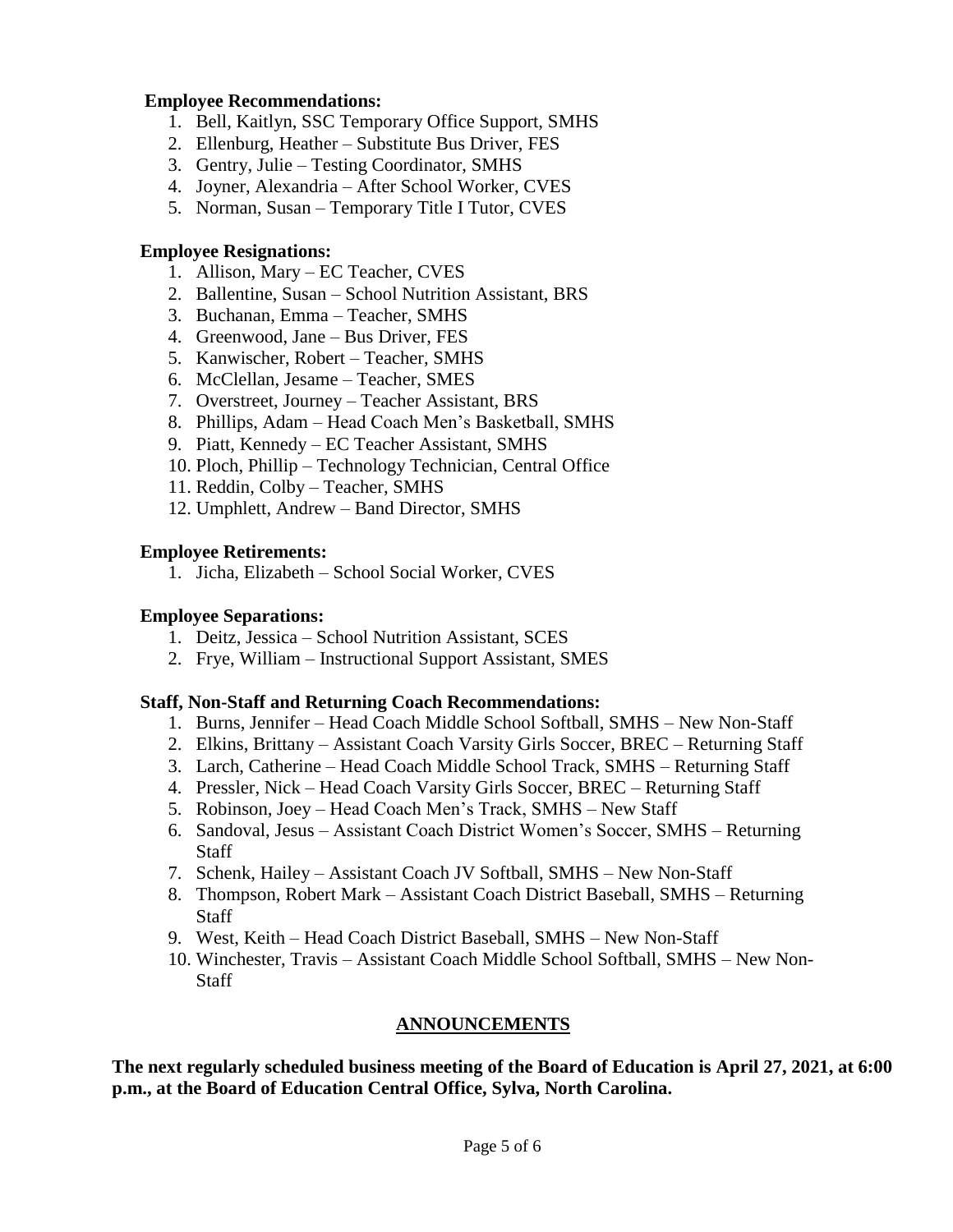**Employee Recommendations:**

1. Bell, Kaitlyn, SSC Temporary Office Support, SMHS
2. Ellenburg, Heather – Substitute Bus Driver, FES
3. Gentry, Julie – Testing Coordinator, SMHS
4. Joyner, Alexandria – After School Worker, CVES
5. Norman, Susan – Temporary Title I Tutor, CVES

**Employee Resignations:**

1. Allison, Mary – EC Teacher, CVES
2. Ballentine, Susan – School Nutrition Assistant, BRS
3. Buchanan, Emma – Teacher, SMHS
4. Greenwood, Jane – Bus Driver, FES
5. Kanwischer, Robert – Teacher, SMHS
6. McClellan, Jesame – Teacher, SMES
7. Overstreet, Journey – Teacher Assistant, BRS
8. Phillips, Adam – Head Coach Men's Basketball, SMHS
9. Piatt, Kennedy – EC Teacher Assistant, SMHS
10. Ploch, Phillip – Technology Technician, Central Office
11. Reddin, Colby – Teacher, SMHS
12. Umphlett, Andrew – Band Director, SMHS

**Employee Retirements:**

1. Jicha, Elizabeth – School Social Worker, CVES

**Employee Separations:**

1. Deitz, Jessica – School Nutrition Assistant, SCES
2. Frye, William – Instructional Support Assistant, SMES

**Staff, Non-Staff and Returning Coach Recommendations:**

1. Burns, Jennifer – Head Coach Middle School Softball, SMHS – New Non-Staff
2. Elkins, Brittany – Assistant Coach Varsity Girls Soccer, BREC – Returning Staff
3. Larch, Catherine – Head Coach Middle School Track, SMHS – Returning Staff
4. Pressler, Nick – Head Coach Varsity Girls Soccer, BREC – Returning Staff
5. Robinson, Joey – Head Coach Men's Track, SMHS – New Staff
6. Sandoval, Jesus – Assistant Coach District Women's Soccer, SMHS – Returning Staff
7. Schenk, Hailey – Assistant Coach JV Softball, SMHS – New Non-Staff
8. Thompson, Robert Mark – Assistant Coach District Baseball, SMHS – Returning Staff
9. West, Keith – Head Coach District Baseball, SMHS – New Non-Staff
10. Winchester, Travis – Assistant Coach Middle School Softball, SMHS – New Non-Staff

## ANNOUNCEMENTS

**The next regularly scheduled business meeting of the Board of Education is April 27, 2021, at 6:00 p.m., at the Board of Education Central Office, Sylva, North Carolina.**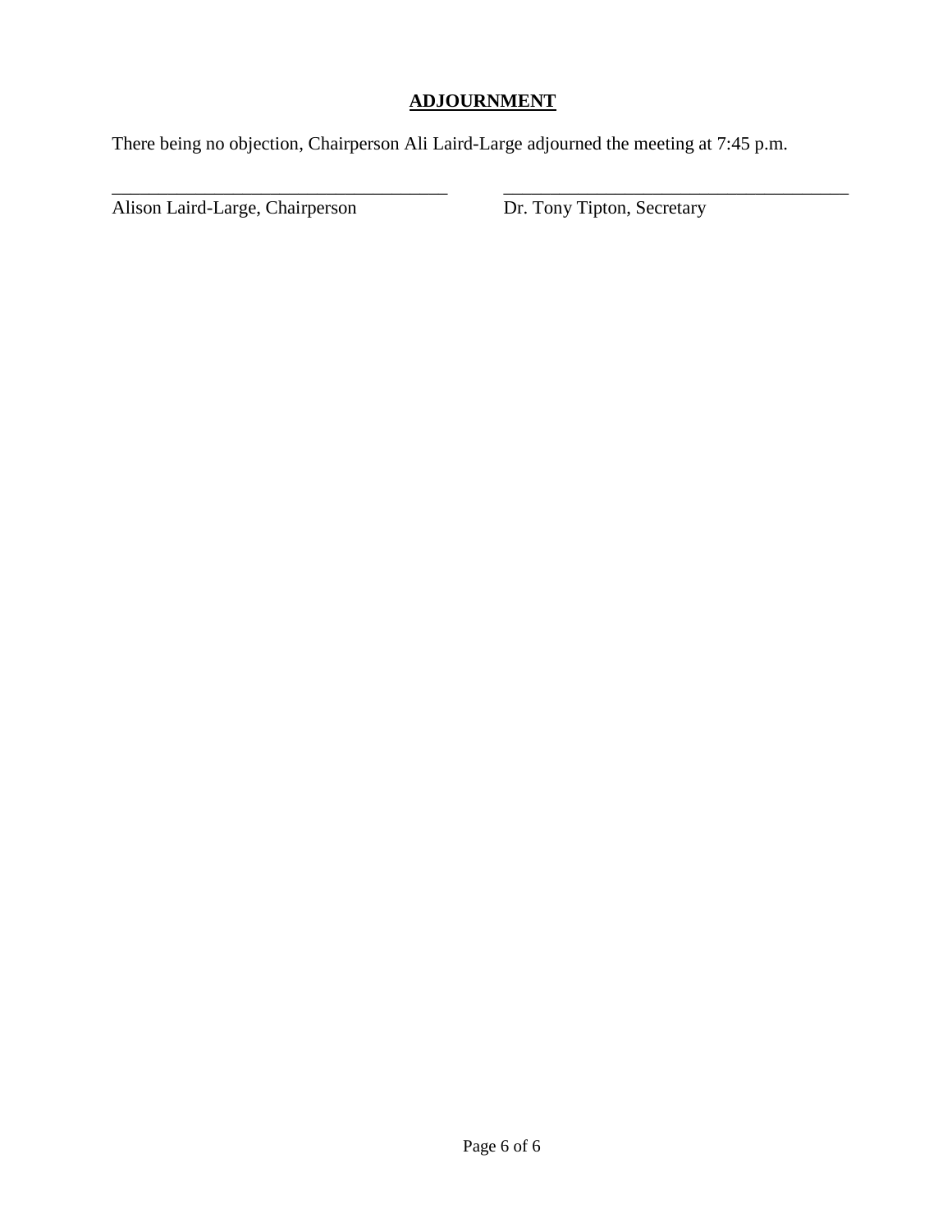## ADJOURNMENT

There being no objection, Chairperson Ali Laird-Large adjourned the meeting at 7:45 p.m.

\_\_\_\_\_\_\_\_\_\_\_\_\_\_\_\_\_\_\_\_\_\_\_\_\_\_\_\_\_\_\_\_\_\_\_\_\_\_
Alison Laird-Large, Chairperson

\_\_\_\_\_\_\_\_\_\_\_\_\_\_\_\_\_\_\_\_\_\_\_\_\_\_\_\_\_\_\_\_\_\_\_\_\_\_
Dr. Tony Tipton, Secretary